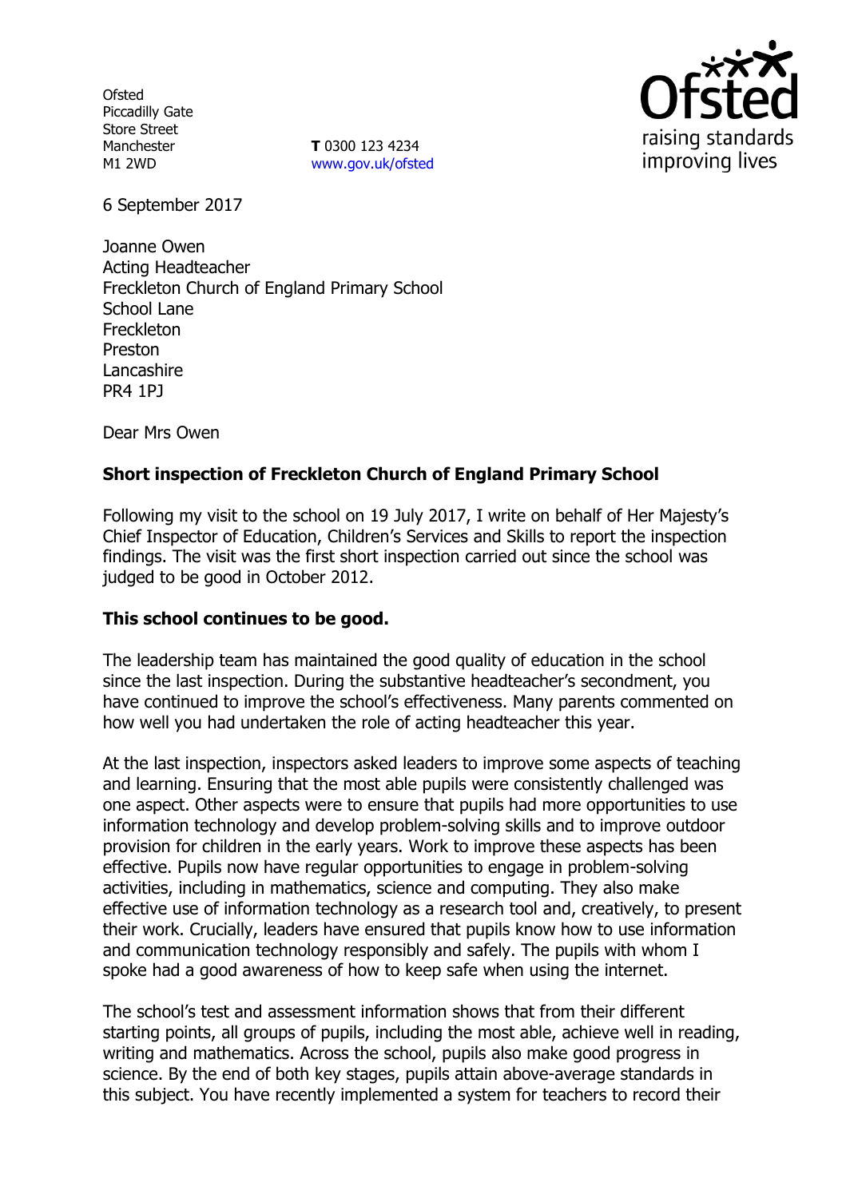Ofsted
Piccadilly Gate
Store Street
Manchester
M1 2WD

**T** 0300 123 4234
www.gov.uk/ofsted

6 September 2017

Joanne Owen
Acting Headteacher
Freckleton Church of England Primary School
School Lane
Freckleton
Preston
Lancashire
PR4 1PJ

Dear Mrs Owen

**Short inspection of Freckleton Church of England Primary School**

Following my visit to the school on 19 July 2017, I write on behalf of Her Majesty's Chief Inspector of Education, Children's Services and Skills to report the inspection findings. The visit was the first short inspection carried out since the school was judged to be good in October 2012.

**This school continues to be good.**

The leadership team has maintained the good quality of education in the school since the last inspection. During the substantive headteacher's secondment, you have continued to improve the school's effectiveness. Many parents commented on how well you had undertaken the role of acting headteacher this year.

At the last inspection, inspectors asked leaders to improve some aspects of teaching and learning. Ensuring that the most able pupils were consistently challenged was one aspect. Other aspects were to ensure that pupils had more opportunities to use information technology and develop problem-solving skills and to improve outdoor provision for children in the early years. Work to improve these aspects has been effective. Pupils now have regular opportunities to engage in problem-solving activities, including in mathematics, science and computing. They also make effective use of information technology as a research tool and, creatively, to present their work. Crucially, leaders have ensured that pupils know how to use information and communication technology responsibly and safely. The pupils with whom I spoke had a good awareness of how to keep safe when using the internet.

The school's test and assessment information shows that from their different starting points, all groups of pupils, including the most able, achieve well in reading, writing and mathematics. Across the school, pupils also make good progress in science. By the end of both key stages, pupils attain above-average standards in this subject. You have recently implemented a system for teachers to record their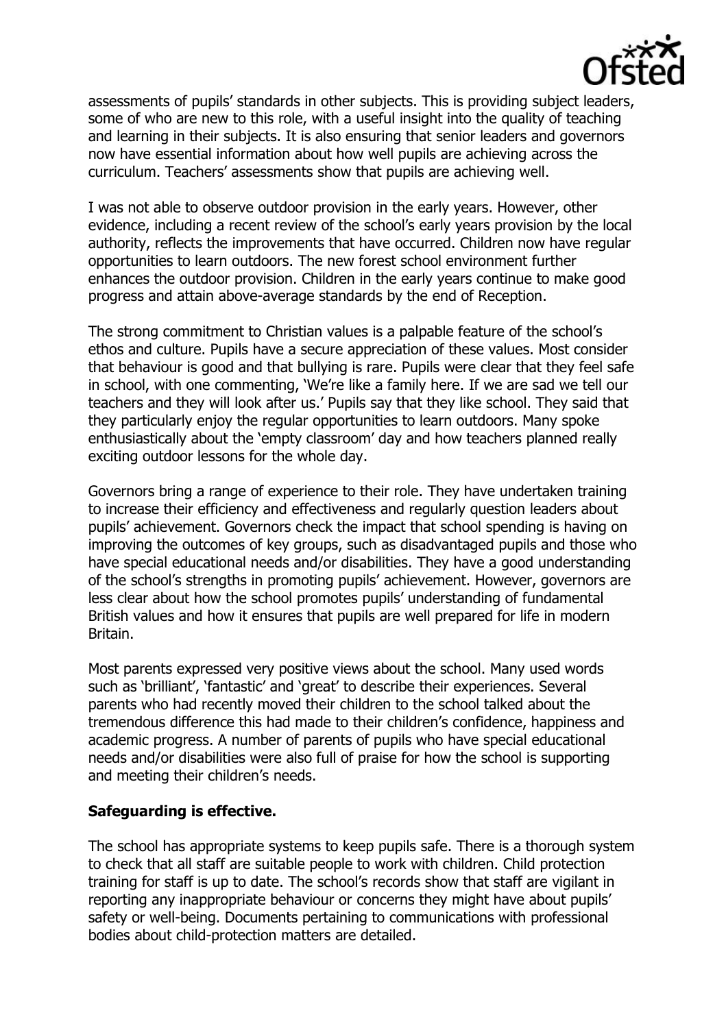assessments of pupils' standards in other subjects. This is providing subject leaders, some of who are new to this role, with a useful insight into the quality of teaching and learning in their subjects. It is also ensuring that senior leaders and governors now have essential information about how well pupils are achieving across the curriculum. Teachers' assessments show that pupils are achieving well.

I was not able to observe outdoor provision in the early years. However, other evidence, including a recent review of the school's early years provision by the local authority, reflects the improvements that have occurred. Children now have regular opportunities to learn outdoors. The new forest school environment further enhances the outdoor provision. Children in the early years continue to make good progress and attain above-average standards by the end of Reception.

The strong commitment to Christian values is a palpable feature of the school's ethos and culture. Pupils have a secure appreciation of these values. Most consider that behaviour is good and that bullying is rare. Pupils were clear that they feel safe in school, with one commenting, 'We're like a family here. If we are sad we tell our teachers and they will look after us.' Pupils say that they like school. They said that they particularly enjoy the regular opportunities to learn outdoors. Many spoke enthusiastically about the 'empty classroom' day and how teachers planned really exciting outdoor lessons for the whole day.

Governors bring a range of experience to their role. They have undertaken training to increase their efficiency and effectiveness and regularly question leaders about pupils' achievement. Governors check the impact that school spending is having on improving the outcomes of key groups, such as disadvantaged pupils and those who have special educational needs and/or disabilities. They have a good understanding of the school's strengths in promoting pupils' achievement. However, governors are less clear about how the school promotes pupils' understanding of fundamental British values and how it ensures that pupils are well prepared for life in modern Britain.

Most parents expressed very positive views about the school. Many used words such as 'brilliant', 'fantastic' and 'great' to describe their experiences. Several parents who had recently moved their children to the school talked about the tremendous difference this had made to their children's confidence, happiness and academic progress. A number of parents of pupils who have special educational needs and/or disabilities were also full of praise for how the school is supporting and meeting their children's needs.

**Safeguarding is effective.**

The school has appropriate systems to keep pupils safe. There is a thorough system to check that all staff are suitable people to work with children. Child protection training for staff is up to date. The school's records show that staff are vigilant in reporting any inappropriate behaviour or concerns they might have about pupils' safety or well-being. Documents pertaining to communications with professional bodies about child-protection matters are detailed.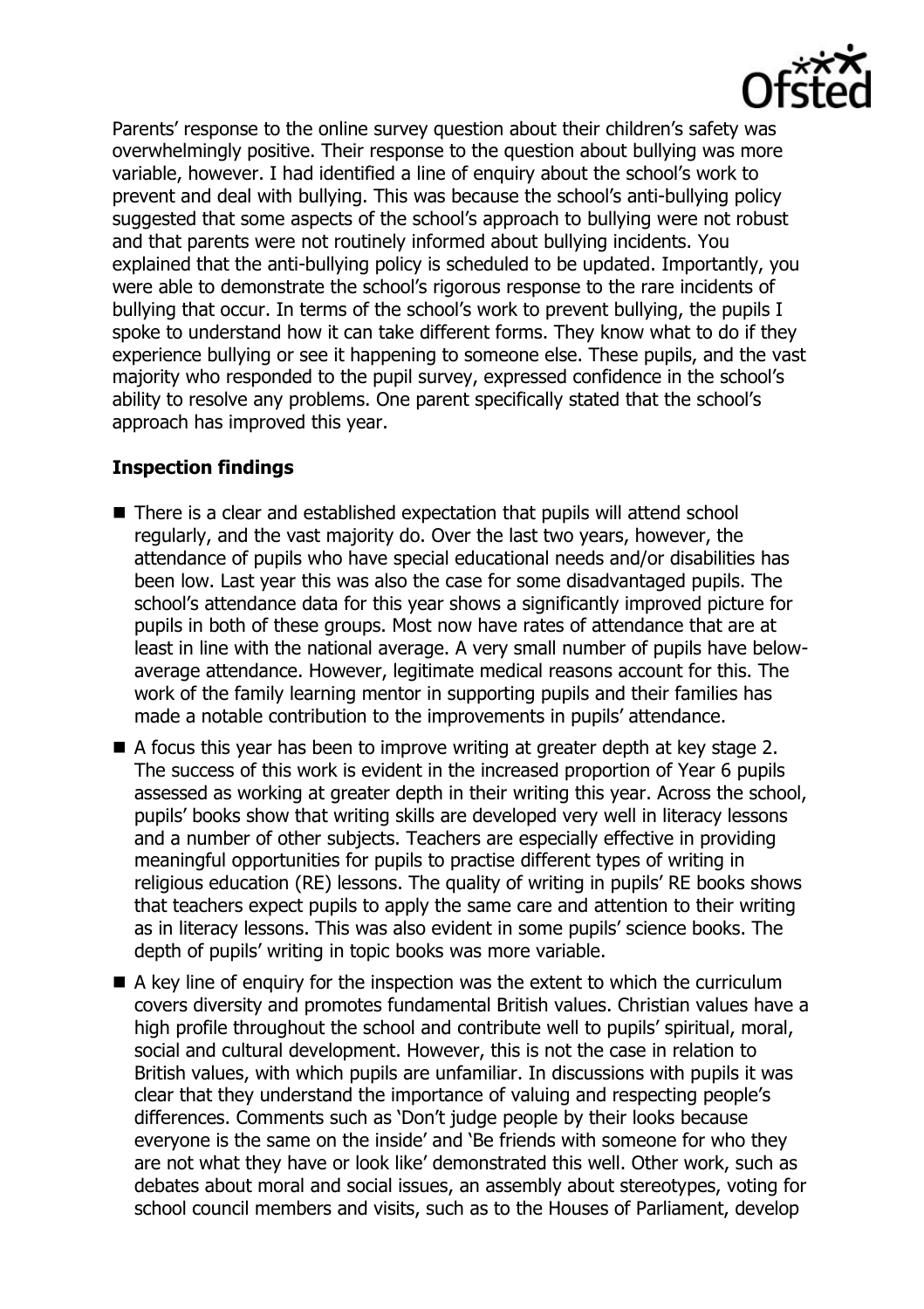Parents' response to the online survey question about their children's safety was overwhelmingly positive. Their response to the question about bullying was more variable, however. I had identified a line of enquiry about the school's work to prevent and deal with bullying. This was because the school's anti-bullying policy suggested that some aspects of the school's approach to bullying were not robust and that parents were not routinely informed about bullying incidents. You explained that the anti-bullying policy is scheduled to be updated. Importantly, you were able to demonstrate the school's rigorous response to the rare incidents of bullying that occur. In terms of the school's work to prevent bullying, the pupils I spoke to understand how it can take different forms. They know what to do if they experience bullying or see it happening to someone else. These pupils, and the vast majority who responded to the pupil survey, expressed confidence in the school's ability to resolve any problems. One parent specifically stated that the school's approach has improved this year.

## Inspection findings

- There is a clear and established expectation that pupils will attend school regularly, and the vast majority do. Over the last two years, however, the attendance of pupils who have special educational needs and/or disabilities has been low. Last year this was also the case for some disadvantaged pupils. The school's attendance data for this year shows a significantly improved picture for pupils in both of these groups. Most now have rates of attendance that are at least in line with the national average. A very small number of pupils have below-average attendance. However, legitimate medical reasons account for this. The work of the family learning mentor in supporting pupils and their families has made a notable contribution to the improvements in pupils' attendance.
- A focus this year has been to improve writing at greater depth at key stage 2. The success of this work is evident in the increased proportion of Year 6 pupils assessed as working at greater depth in their writing this year. Across the school, pupils' books show that writing skills are developed very well in literacy lessons and a number of other subjects. Teachers are especially effective in providing meaningful opportunities for pupils to practise different types of writing in religious education (RE) lessons. The quality of writing in pupils' RE books shows that teachers expect pupils to apply the same care and attention to their writing as in literacy lessons. This was also evident in some pupils' science books. The depth of pupils' writing in topic books was more variable.
- A key line of enquiry for the inspection was the extent to which the curriculum covers diversity and promotes fundamental British values. Christian values have a high profile throughout the school and contribute well to pupils' spiritual, moral, social and cultural development. However, this is not the case in relation to British values, with which pupils are unfamiliar. In discussions with pupils it was clear that they understand the importance of valuing and respecting people's differences. Comments such as 'Don't judge people by their looks because everyone is the same on the inside' and 'Be friends with someone for who they are not what they have or look like' demonstrated this well. Other work, such as debates about moral and social issues, an assembly about stereotypes, voting for school council members and visits, such as to the Houses of Parliament, develop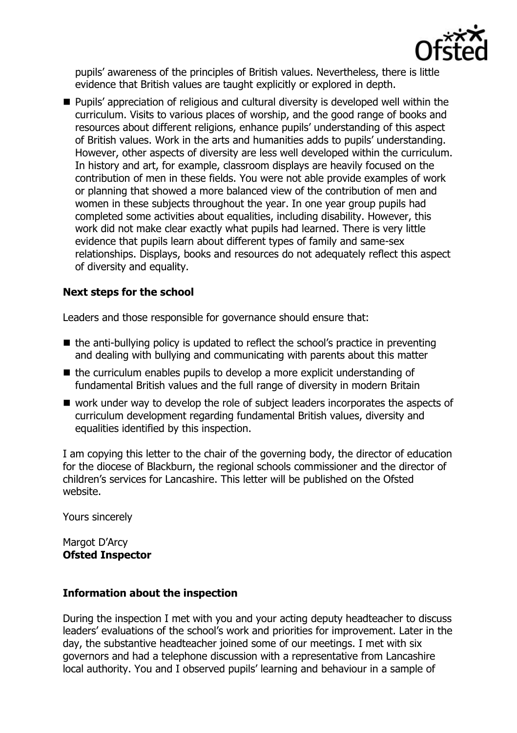pupils' awareness of the principles of British values. Nevertheless, there is little evidence that British values are taught explicitly or explored in depth.

- Pupils' appreciation of religious and cultural diversity is developed well within the curriculum. Visits to various places of worship, and the good range of books and resources about different religions, enhance pupils' understanding of this aspect of British values. Work in the arts and humanities adds to pupils' understanding. However, other aspects of diversity are less well developed within the curriculum. In history and art, for example, classroom displays are heavily focused on the contribution of men in these fields. You were not able provide examples of work or planning that showed a more balanced view of the contribution of men and women in these subjects throughout the year. In one year group pupils had completed some activities about equalities, including disability. However, this work did not make clear exactly what pupils had learned. There is very little evidence that pupils learn about different types of family and same-sex relationships. Displays, books and resources do not adequately reflect this aspect of diversity and equality.

### Next steps for the school

Leaders and those responsible for governance should ensure that:

- the anti-bullying policy is updated to reflect the school's practice in preventing and dealing with bullying and communicating with parents about this matter
- the curriculum enables pupils to develop a more explicit understanding of fundamental British values and the full range of diversity in modern Britain
- work under way to develop the role of subject leaders incorporates the aspects of curriculum development regarding fundamental British values, diversity and equalities identified by this inspection.

I am copying this letter to the chair of the governing body, the director of education for the diocese of Blackburn, the regional schools commissioner and the director of children's services for Lancashire. This letter will be published on the Ofsted website.

Yours sincerely

Margot D'Arcy
**Ofsted Inspector**

### Information about the inspection

During the inspection I met with you and your acting deputy headteacher to discuss leaders' evaluations of the school's work and priorities for improvement. Later in the day, the substantive headteacher joined some of our meetings. I met with six governors and had a telephone discussion with a representative from Lancashire local authority. You and I observed pupils' learning and behaviour in a sample of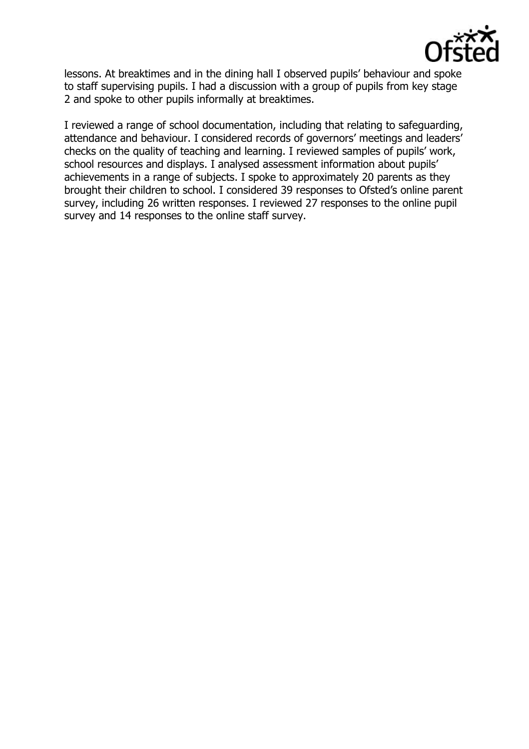lessons. At breaktimes and in the dining hall I observed pupils' behaviour and spoke to staff supervising pupils. I had a discussion with a group of pupils from key stage 2 and spoke to other pupils informally at breaktimes.

I reviewed a range of school documentation, including that relating to safeguarding, attendance and behaviour. I considered records of governors' meetings and leaders' checks on the quality of teaching and learning. I reviewed samples of pupils' work, school resources and displays. I analysed assessment information about pupils' achievements in a range of subjects. I spoke to approximately 20 parents as they brought their children to school. I considered 39 responses to Ofsted's online parent survey, including 26 written responses. I reviewed 27 responses to the online pupil survey and 14 responses to the online staff survey.